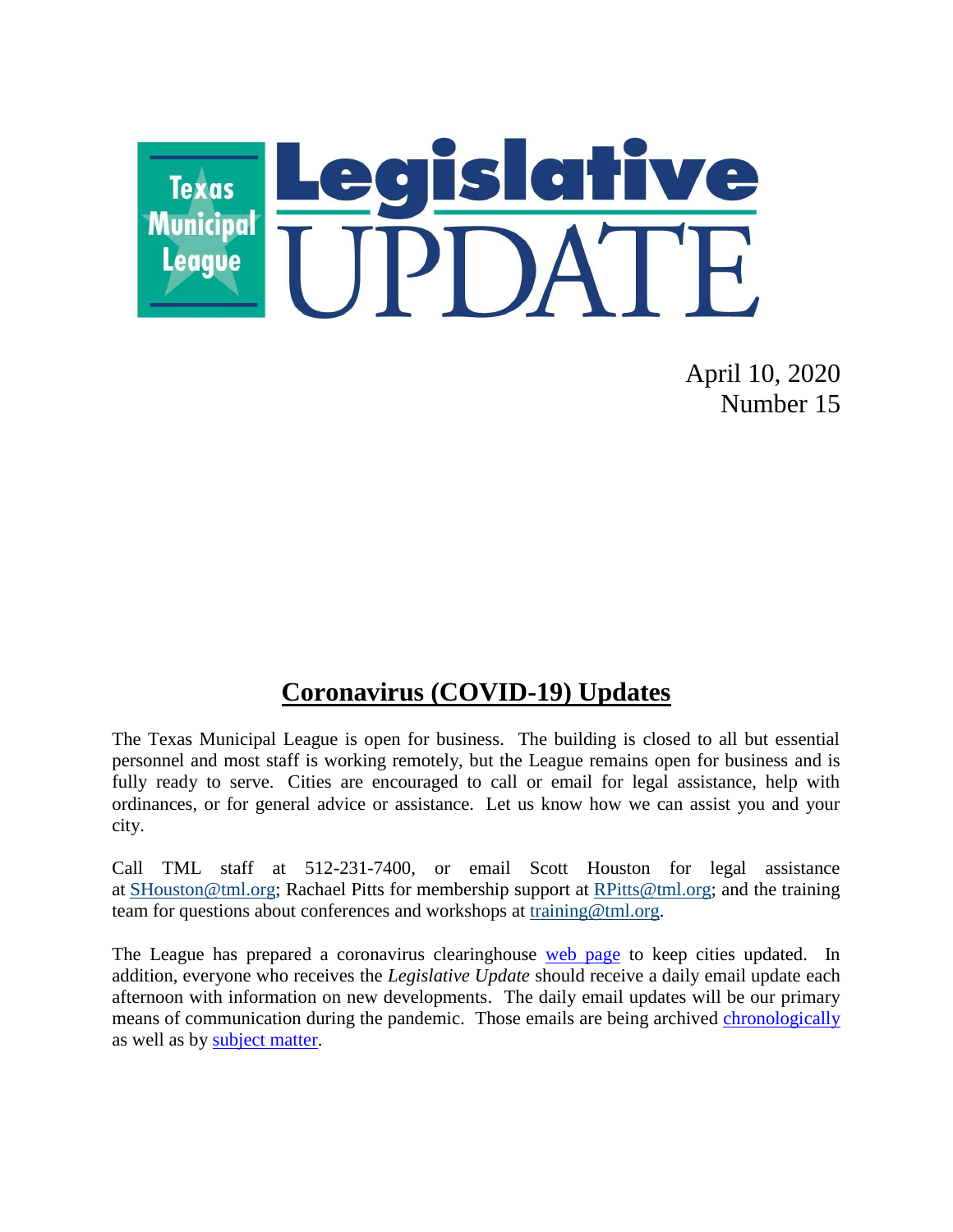# Texas Municipal League Legislative UPDATE

April 10, 2020
Number 15

## Coronavirus (COVID-19) Updates

The Texas Municipal League is open for business. The building is closed to all but essential personnel and most staff is working remotely, but the League remains open for business and is fully ready to serve. Cities are encouraged to call or email for legal assistance, help with ordinances, or for general advice or assistance. Let us know how we can assist you and your city.

Call TML staff at 512-231-7400, or email Scott Houston for legal assistance at SHouston@tml.org; Rachael Pitts for membership support at RPitts@tml.org; and the training team for questions about conferences and workshops at training@tml.org.

The League has prepared a coronavirus clearinghouse web page to keep cities updated. In addition, everyone who receives the *Legislative Update* should receive a daily email update each afternoon with information on new developments. The daily email updates will be our primary means of communication during the pandemic. Those emails are being archived chronologically as well as by subject matter.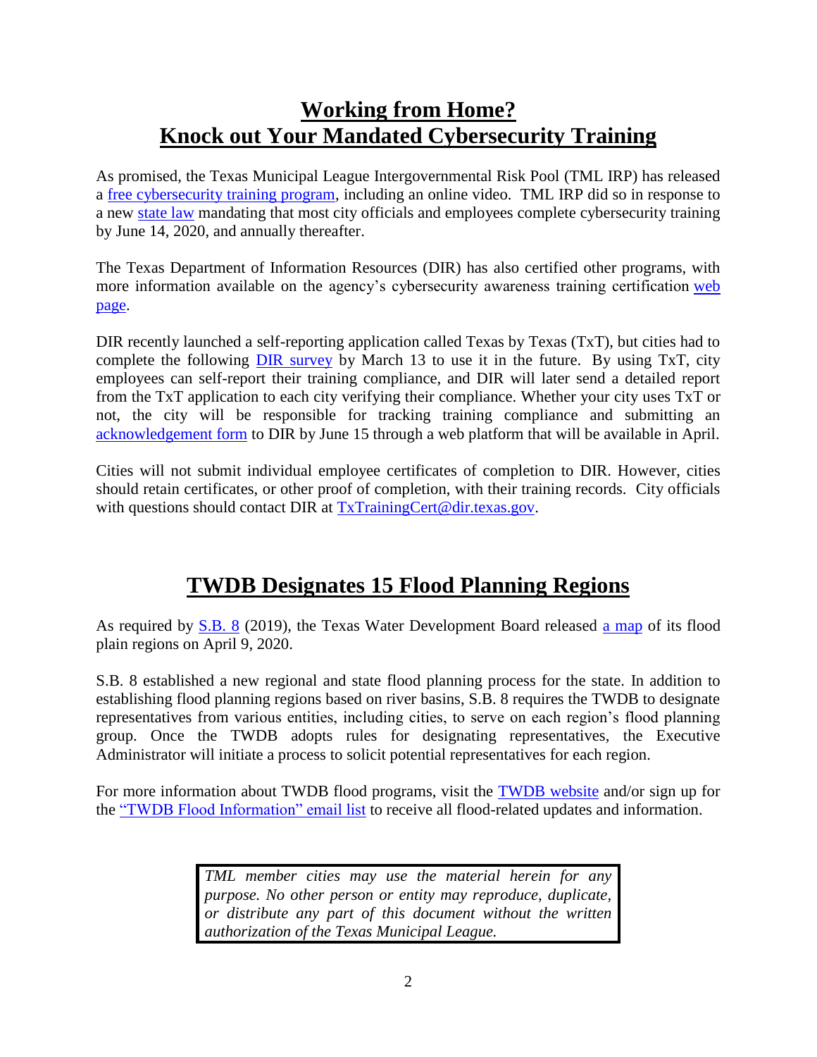## Working from Home? Knock out Your Mandated Cybersecurity Training

As promised, the Texas Municipal League Intergovernmental Risk Pool (TML IRP) has released a free cybersecurity training program, including an online video. TML IRP did so in response to a new state law mandating that most city officials and employees complete cybersecurity training by June 14, 2020, and annually thereafter.

The Texas Department of Information Resources (DIR) has also certified other programs, with more information available on the agency's cybersecurity awareness training certification web page.

DIR recently launched a self-reporting application called Texas by Texas (TxT), but cities had to complete the following DIR survey by March 13 to use it in the future. By using TxT, city employees can self-report their training compliance, and DIR will later send a detailed report from the TxT application to each city verifying their compliance. Whether your city uses TxT or not, the city will be responsible for tracking training compliance and submitting an acknowledgement form to DIR by June 15 through a web platform that will be available in April.

Cities will not submit individual employee certificates of completion to DIR. However, cities should retain certificates, or other proof of completion, with their training records. City officials with questions should contact DIR at TxTrainingCert@dir.texas.gov.

## TWDB Designates 15 Flood Planning Regions

As required by S.B. 8 (2019), the Texas Water Development Board released a map of its flood plain regions on April 9, 2020.

S.B. 8 established a new regional and state flood planning process for the state. In addition to establishing flood planning regions based on river basins, S.B. 8 requires the TWDB to designate representatives from various entities, including cities, to serve on each region's flood planning group. Once the TWDB adopts rules for designating representatives, the Executive Administrator will initiate a process to solicit potential representatives for each region.

For more information about TWDB flood programs, visit the TWDB website and/or sign up for the "TWDB Flood Information" email list to receive all flood-related updates and information.

*TML member cities may use the material herein for any purpose. No other person or entity may reproduce, duplicate, or distribute any part of this document without the written authorization of the Texas Municipal League.*